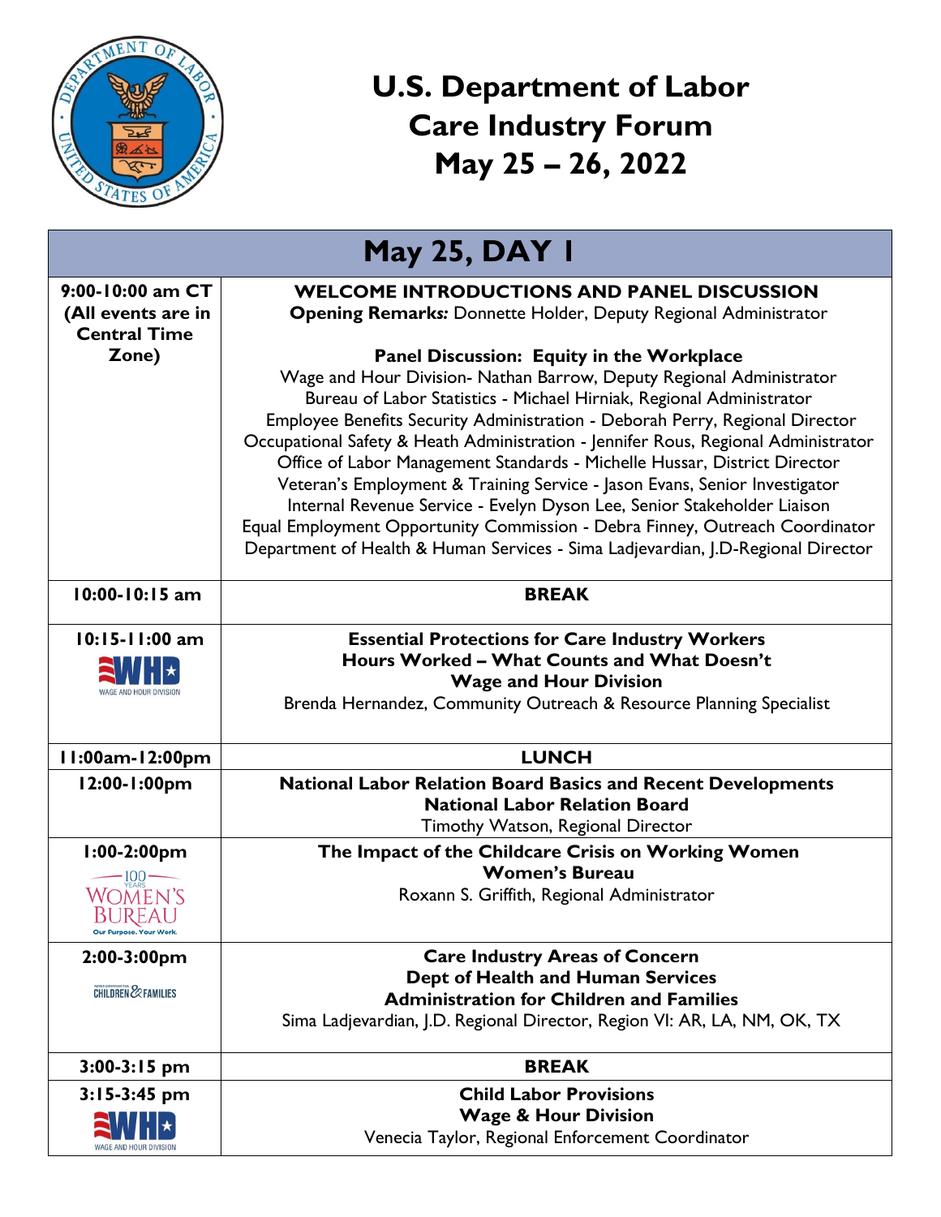# U.S. Department of Labor
# Care Industry Forum
# May 25 – 26, 2022

| May 25, DAY 1 | |
|---|---|
| **9:00-10:00 am CT (All events are in Central Time Zone)** | **WELCOME INTRODUCTIONS AND PANEL DISCUSSION**<br>**Opening Remarks:** Donnette Holder, Deputy Regional Administrator<br><br>**Panel Discussion: Equity in the Workplace**<br>Wage and Hour Division- Nathan Barrow, Deputy Regional Administrator<br>Bureau of Labor Statistics - Michael Hirniak, Regional Administrator<br>Employee Benefits Security Administration - Deborah Perry, Regional Director<br>Occupational Safety & Heath Administration - Jennifer Rous, Regional Administrator<br>Office of Labor Management Standards - Michelle Hussar, District Director<br>Veteran's Employment & Training Service - Jason Evans, Senior Investigator<br>Internal Revenue Service - Evelyn Dyson Lee, Senior Stakeholder Liaison<br>Equal Employment Opportunity Commission - Debra Finney, Outreach Coordinator<br>Department of Health & Human Services - Sima Ladjevardian, J.D-Regional Director |
| **10:00-10:15 am** | **BREAK** |
| **10:15-11:00 am**<br>WHD WAGE AND HOUR DIVISION | **Essential Protections for Care Industry Workers**<br>**Hours Worked – What Counts and What Doesn't**<br>**Wage and Hour Division**<br>Brenda Hernandez, Community Outreach & Resource Planning Specialist |
| **11:00am-12:00pm** | **LUNCH** |
| **12:00-1:00pm** | **National Labor Relation Board Basics and Recent Developments**<br>**National Labor Relation Board**<br>Timothy Watson, Regional Director |
| **1:00-2:00pm**<br>100 YEARS WOMEN'S BUREAU Our Purpose. Your Work. | **The Impact of the Childcare Crisis on Working Women**<br>**Women's Bureau**<br>Roxann S. Griffith, Regional Administrator |
| **2:00-3:00pm**<br>ADMINISTRATION FOR CHILDREN & FAMILIES | **Care Industry Areas of Concern**<br>**Dept of Health and Human Services**<br>**Administration for Children and Families**<br>Sima Ladjevardian, J.D. Regional Director, Region VI: AR, LA, NM, OK, TX |
| **3:00-3:15 pm** | **BREAK** |
| **3:15-3:45 pm**<br>WHD WAGE AND HOUR DIVISION | **Child Labor Provisions**<br>**Wage & Hour Division**<br>Venecia Taylor, Regional Enforcement Coordinator |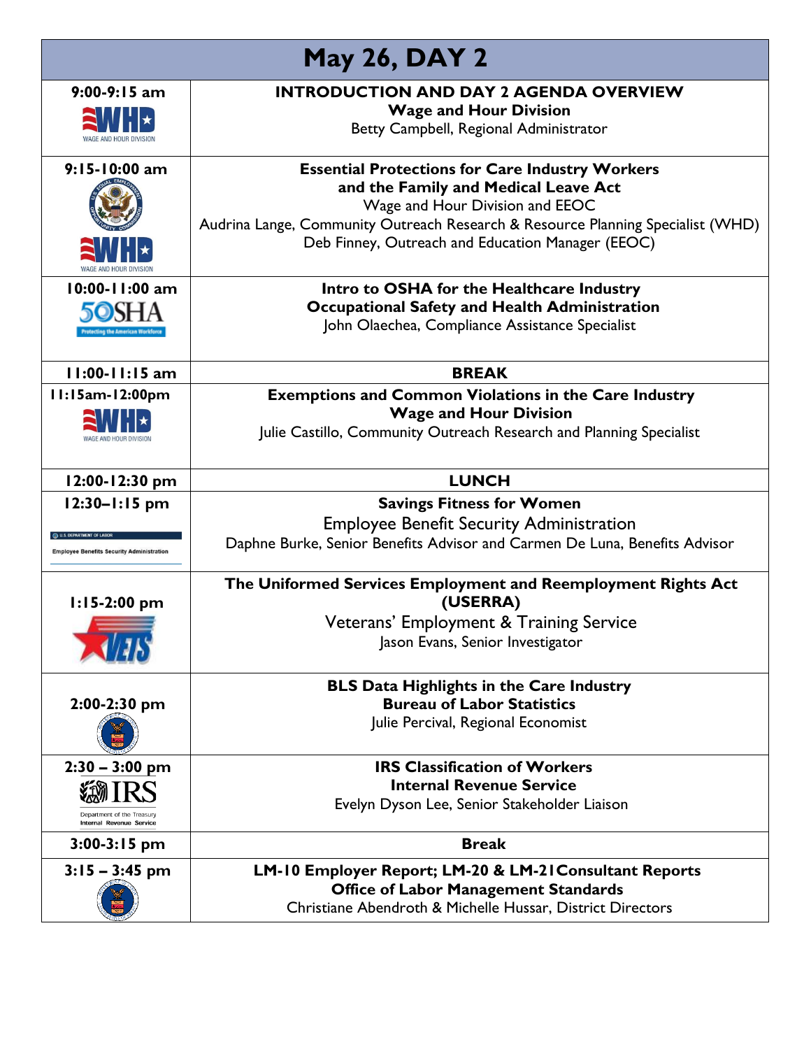| May 26, DAY 2 | |
|---|---|
| 9:00-9:15 am | **INTRODUCTION AND DAY 2 AGENDA OVERVIEW**<br>**Wage and Hour Division**<br>Betty Campbell, Regional Administrator |
| 9:15-10:00 am | **Essential Protections for Care Industry Workers and the Family and Medical Leave Act**<br>Wage and Hour Division and EEOC<br>Audrina Lange, Community Outreach Research & Resource Planning Specialist (WHD)<br>Deb Finney, Outreach and Education Manager (EEOC) |
| 10:00-11:00 am | **Intro to OSHA for the Healthcare Industry**<br>**Occupational Safety and Health Administration**<br>John Olaechea, Compliance Assistance Specialist |
| 11:00-11:15 am | **BREAK** |
| 11:15am-12:00pm | **Exemptions and Common Violations in the Care Industry**<br>**Wage and Hour Division**<br>Julie Castillo, Community Outreach Research and Planning Specialist |
| 12:00-12:30 pm | **LUNCH** |
| 12:30–1:15 pm | **Savings Fitness for Women**<br>Employee Benefit Security Administration<br>Daphne Burke, Senior Benefits Advisor and Carmen De Luna, Benefits Advisor |
| 1:15-2:00 pm | **The Uniformed Services Employment and Reemployment Rights Act (USERRA)**<br>Veterans' Employment & Training Service<br>Jason Evans, Senior Investigator |
| 2:00-2:30 pm | **BLS Data Highlights in the Care Industry**<br>**Bureau of Labor Statistics**<br>Julie Percival, Regional Economist |
| 2:30 – 3:00 pm | **IRS Classification of Workers**<br>**Internal Revenue Service**<br>Evelyn Dyson Lee, Senior Stakeholder Liaison |
| 3:00-3:15 pm | **Break** |
| 3:15 – 3:45 pm | **LM-10 Employer Report; LM-20 & LM-21Consultant Reports**<br>**Office of Labor Management Standards**<br>Christiane Abendroth & Michelle Hussar, District Directors |